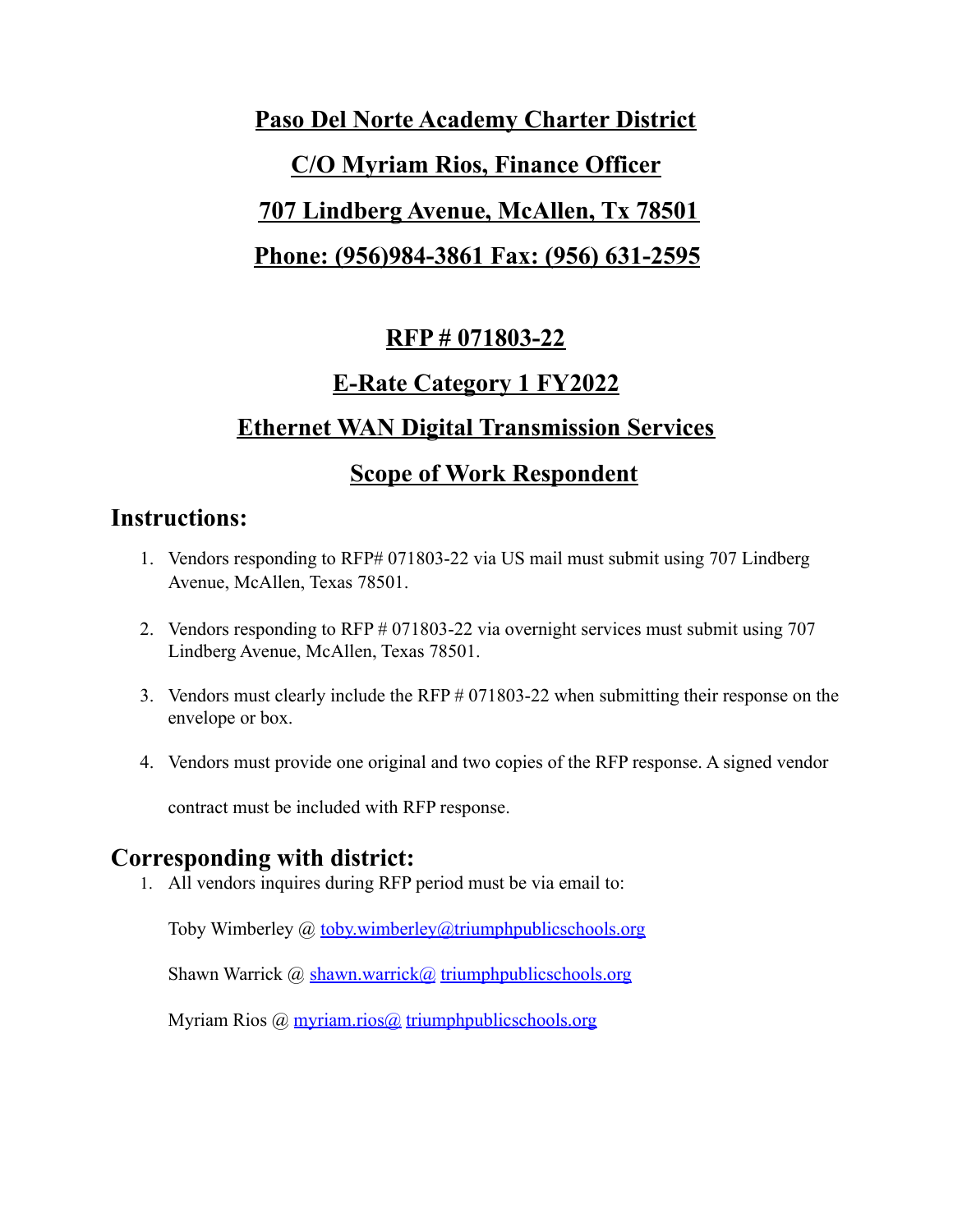# Paso Del Norte Academy Charter District

# C/O Myriam Rios, Finance Officer

# 707 Lindberg Avenue, McAllen, Tx 78501

# Phone: (956)984-3861 Fax: (956) 631-2595

## RFP # 071803-22

## E-Rate Category 1 FY2022

## Ethernet WAN Digital Transmission Services

## Scope of Work Respondent

## Instructions:

1. Vendors responding to RFP# 071803-22 via US mail must submit using 707 Lindberg Avenue, McAllen, Texas 78501.

2. Vendors responding to RFP # 071803-22 via overnight services must submit using 707 Lindberg Avenue, McAllen, Texas 78501.

3. Vendors must clearly include the RFP # 071803-22 when submitting their response on the envelope or box.

4. Vendors must provide one original and two copies of the RFP response. A signed vendor contract must be included with RFP response.

## Corresponding with district:

1. All vendors inquires during RFP period must be via email to:

   Toby Wimberley @ toby.wimberley@triumphpublicschools.org

   Shawn Warrick @ shawn.warrick@ triumphpublicschools.org

   Myriam Rios @ myriam.rios@ triumphpublicschools.org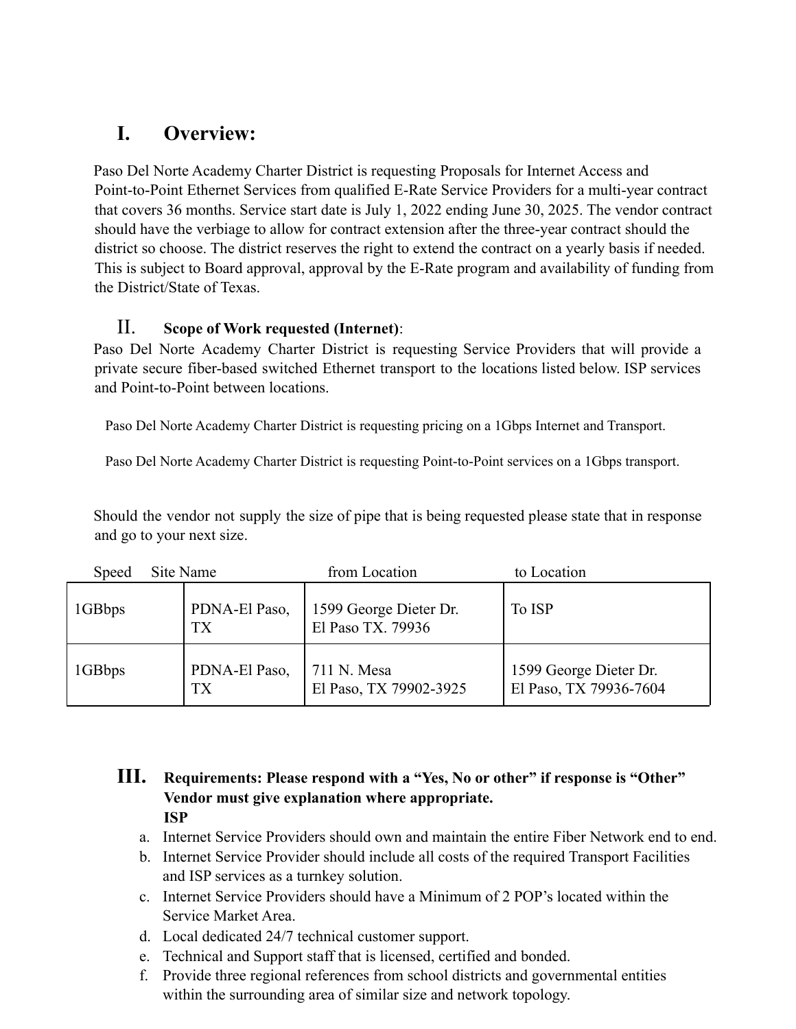# I. Overview:

Paso Del Norte Academy Charter District is requesting Proposals for Internet Access and Point-to-Point Ethernet Services from qualified E-Rate Service Providers for a multi-year contract that covers 36 months. Service start date is July 1, 2022 ending June 30, 2025. The vendor contract should have the verbiage to allow for contract extension after the three-year contract should the district so choose. The district reserves the right to extend the contract on a yearly basis if needed. This is subject to Board approval, approval by the E-Rate program and availability of funding from the District/State of Texas.

## II. Scope of Work requested (Internet):

Paso Del Norte Academy Charter District is requesting Service Providers that will provide a private secure fiber-based switched Ethernet transport to the locations listed below. ISP services and Point-to-Point between locations.

Paso Del Norte Academy Charter District is requesting pricing on a 1Gbps Internet and Transport.

Paso Del Norte Academy Charter District is requesting Point-to-Point services on a 1Gbps transport.

Should the vendor not supply the size of pipe that is being requested please state that in response and go to your next size.

| Speed | Site Name | from Location | to Location |
|---|---|---|---|
| 1GBbps | PDNA-El Paso, TX | 1599 George Dieter Dr. El Paso TX. 79936 | To ISP |
| 1GBbps | PDNA-El Paso, TX | 711 N. Mesa El Paso, TX 79902-3925 | 1599 George Dieter Dr. El Paso, TX 79936-7604 |

## III. Requirements: Please respond with a "Yes, No or other" if response is "Other" Vendor must give explanation where appropriate.

**ISP**

a. Internet Service Providers should own and maintain the entire Fiber Network end to end.
b. Internet Service Provider should include all costs of the required Transport Facilities and ISP services as a turnkey solution.
c. Internet Service Providers should have a Minimum of 2 POP's located within the Service Market Area.
d. Local dedicated 24/7 technical customer support.
e. Technical and Support staff that is licensed, certified and bonded.
f. Provide three regional references from school districts and governmental entities within the surrounding area of similar size and network topology.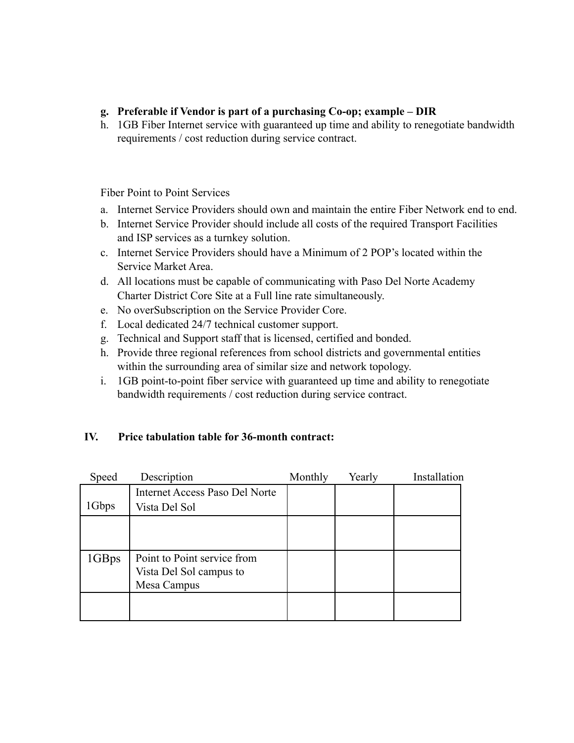g. **Preferable if Vendor is part of a purchasing Co-op; example – DIR**
h. 1GB Fiber Internet service with guaranteed up time and ability to renegotiate bandwidth requirements / cost reduction during service contract.

Fiber Point to Point Services

a. Internet Service Providers should own and maintain the entire Fiber Network end to end.
b. Internet Service Provider should include all costs of the required Transport Facilities and ISP services as a turnkey solution.
c. Internet Service Providers should have a Minimum of 2 POP's located within the Service Market Area.
d. All locations must be capable of communicating with Paso Del Norte Academy Charter District Core Site at a Full line rate simultaneously.
e. No overSubscription on the Service Provider Core.
f. Local dedicated 24/7 technical customer support.
g. Technical and Support staff that is licensed, certified and bonded.
h. Provide three regional references from school districts and governmental entities within the surrounding area of similar size and network topology.
i. 1GB point-to-point fiber service with guaranteed up time and ability to renegotiate bandwidth requirements / cost reduction during service contract.

## IV. Price tabulation table for 36-month contract:

| Speed | Description | Monthly | Yearly | Installation |
|---|---|---|---|---|
| 1Gbps | Internet Access Paso Del Norte Vista Del Sol | | | |
| | | | | |
| 1GBps | Point to Point service from Vista Del Sol campus to Mesa Campus | | | |
| | | | | |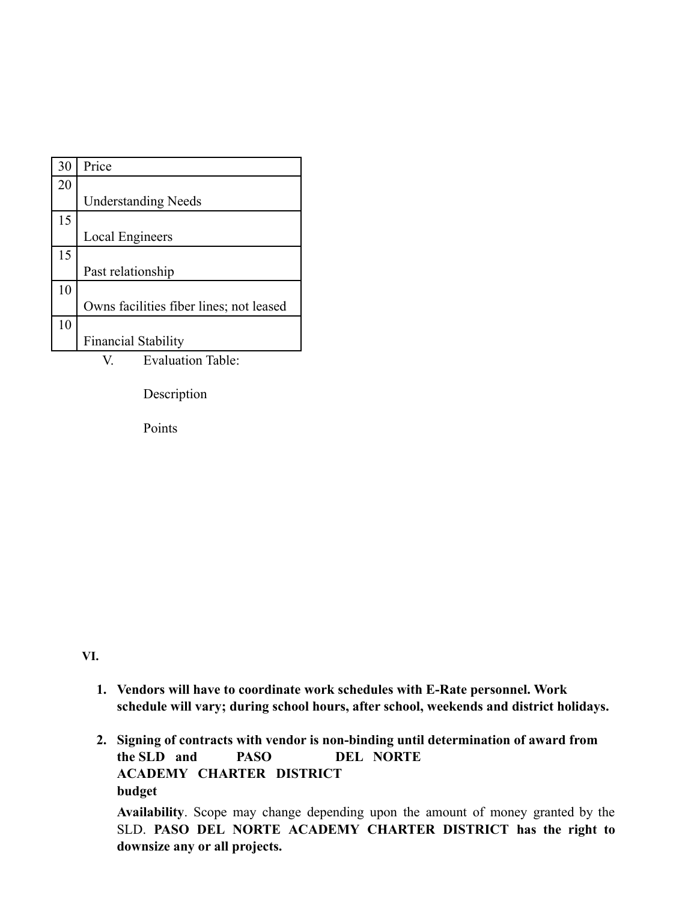V. Evaluation Table:

| Points | Description |
|---|---|
| 30 | Price |
| 20 | Understanding Needs |
| 15 | Local Engineers |
| 15 | Past relationship |
| 10 | Owns facilities fiber lines; not leased |
| 10 | Financial Stability |

**VI.**

1. **Vendors will have to coordinate work schedules with E-Rate personnel. Work schedule will vary; during school hours, after school, weekends and district holidays.**

2. **Signing of contracts with vendor is non-binding until determination of award from the SLD and PASO DEL NORTE ACADEMY CHARTER DISTRICT budget Availability**. Scope may change depending upon the amount of money granted by the SLD. **PASO DEL NORTE ACADEMY CHARTER DISTRICT has the right to downsize any or all projects.**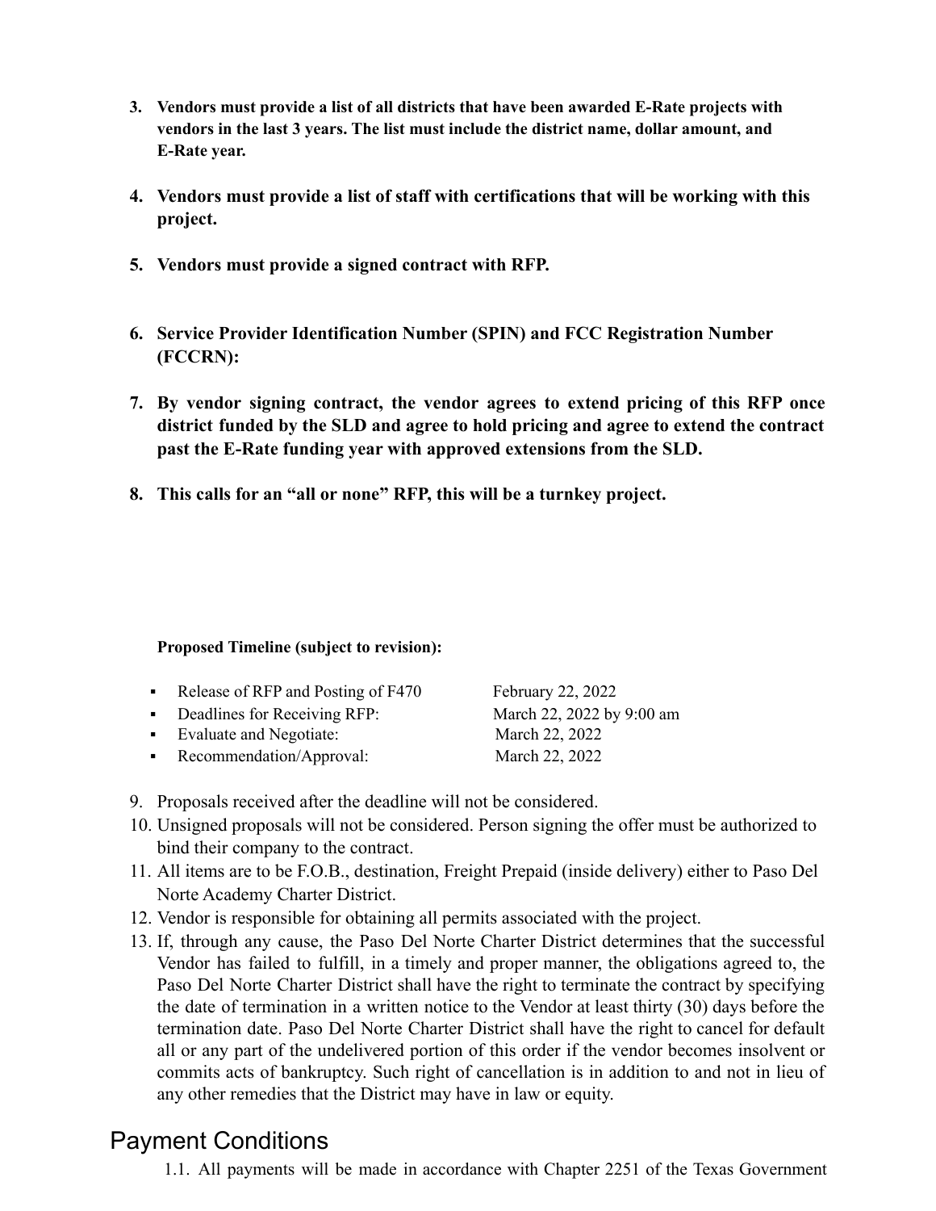3. **Vendors must provide a list of all districts that have been awarded E-Rate projects with vendors in the last 3 years. The list must include the district name, dollar amount, and E-Rate year.**

4. **Vendors must provide a list of staff with certifications that will be working with this project.**

5. **Vendors must provide a signed contract with RFP.**

6. **Service Provider Identification Number (SPIN) and FCC Registration Number (FCCRN):**

7. **By vendor signing contract, the vendor agrees to extend pricing of this RFP once district funded by the SLD and agree to hold pricing and agree to extend the contract past the E-Rate funding year with approved extensions from the SLD.**

8. **This calls for an "all or none" RFP, this will be a turnkey project.**

**Proposed Timeline (subject to revision):**

| | |
|---|---|
| Release of RFP and Posting of F470 | February 22, 2022 |
| Deadlines for Receiving RFP: | March 22, 2022 by 9:00 am |
| Evaluate and Negotiate: | March 22, 2022 |
| Recommendation/Approval: | March 22, 2022 |

9. Proposals received after the deadline will not be considered.
10. Unsigned proposals will not be considered. Person signing the offer must be authorized to bind their company to the contract.
11. All items are to be F.O.B., destination, Freight Prepaid (inside delivery) either to Paso Del Norte Academy Charter District.
12. Vendor is responsible for obtaining all permits associated with the project.
13. If, through any cause, the Paso Del Norte Charter District determines that the successful Vendor has failed to fulfill, in a timely and proper manner, the obligations agreed to, the Paso Del Norte Charter District shall have the right to terminate the contract by specifying the date of termination in a written notice to the Vendor at least thirty (30) days before the termination date. Paso Del Norte Charter District shall have the right to cancel for default all or any part of the undelivered portion of this order if the vendor becomes insolvent or commits acts of bankruptcy. Such right of cancellation is in addition to and not in lieu of any other remedies that the District may have in law or equity.

## Payment Conditions

1.1. All payments will be made in accordance with Chapter 2251 of the Texas Government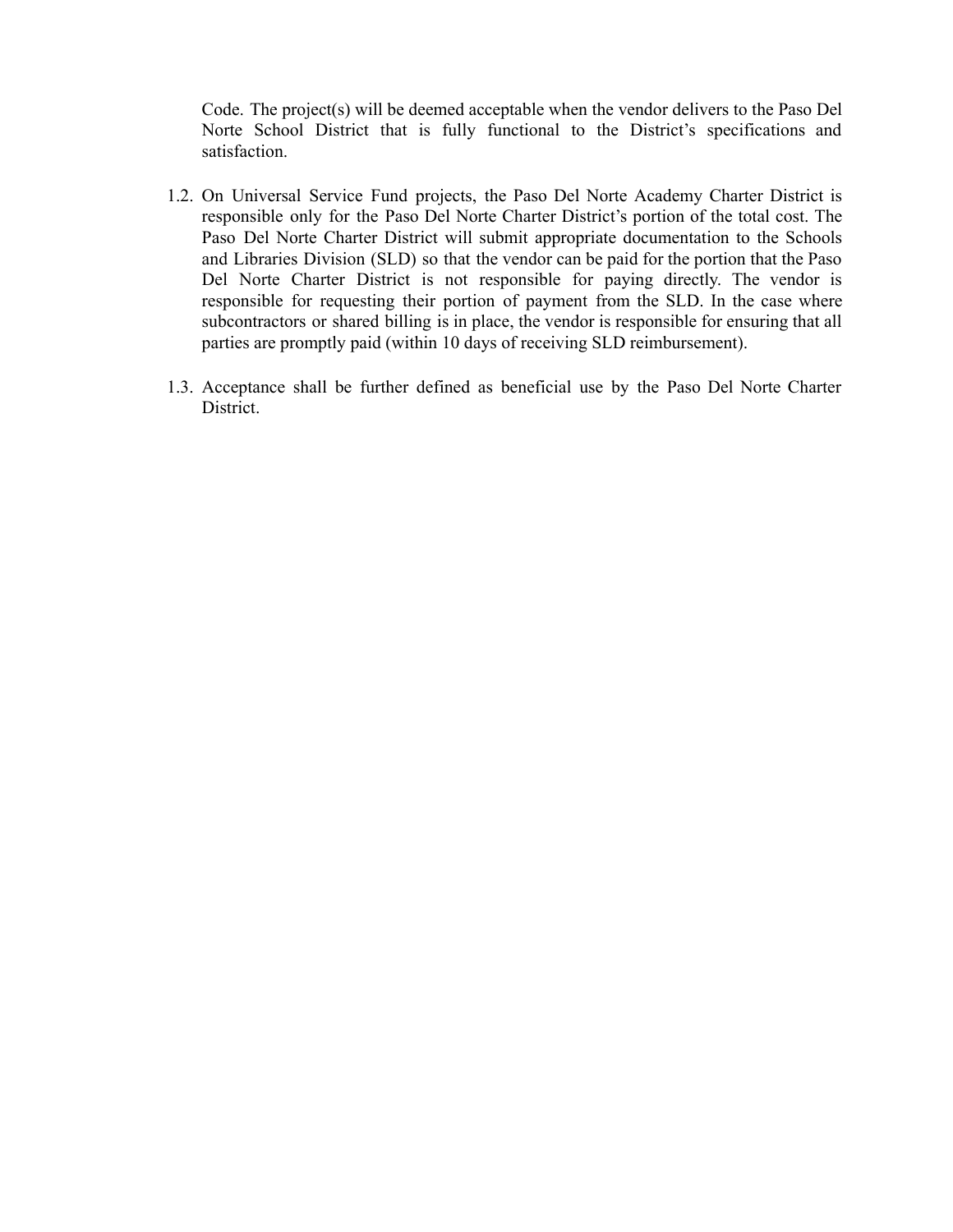Code. The project(s) will be deemed acceptable when the vendor delivers to the Paso Del Norte School District that is fully functional to the District's specifications and satisfaction.

1.2. On Universal Service Fund projects, the Paso Del Norte Academy Charter District is responsible only for the Paso Del Norte Charter District's portion of the total cost. The Paso Del Norte Charter District will submit appropriate documentation to the Schools and Libraries Division (SLD) so that the vendor can be paid for the portion that the Paso Del Norte Charter District is not responsible for paying directly. The vendor is responsible for requesting their portion of payment from the SLD. In the case where subcontractors or shared billing is in place, the vendor is responsible for ensuring that all parties are promptly paid (within 10 days of receiving SLD reimbursement).

1.3. Acceptance shall be further defined as beneficial use by the Paso Del Norte Charter District.